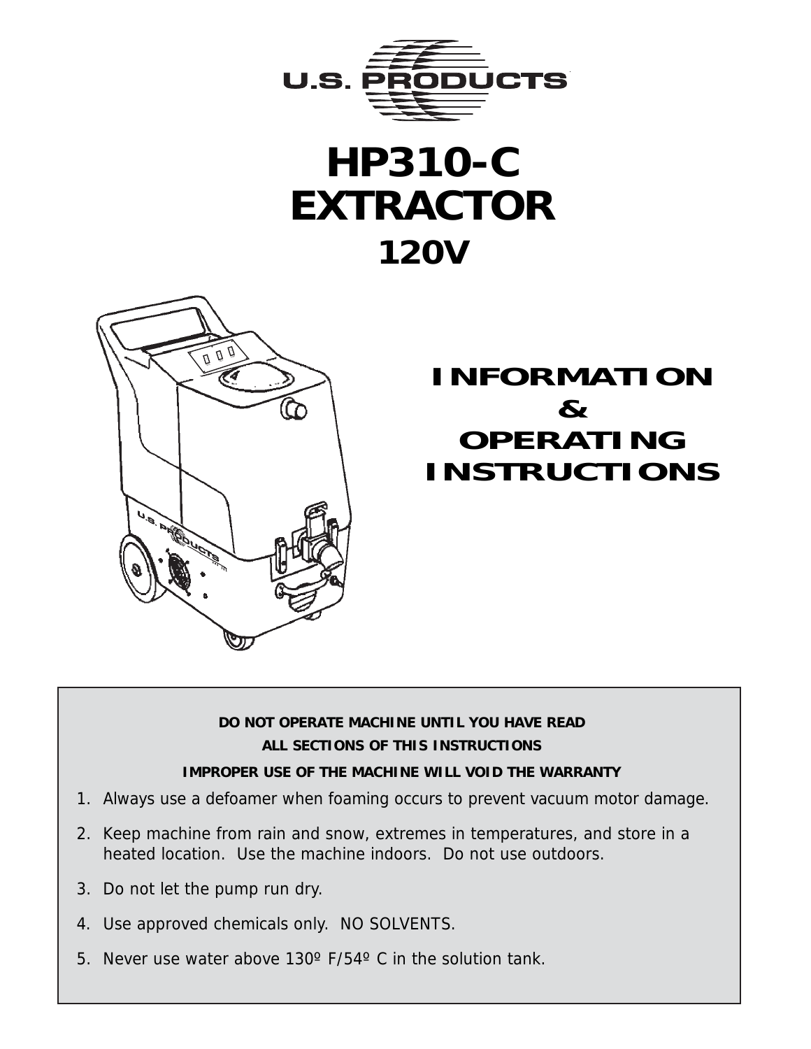U.S. PRODUCTS

# HP310-C EXTRACTOR

## 120V

## INFORMATION & OPERATING INSTRUCTIONS

**DO NOT OPERATE MACHINE UNTIL YOU HAVE READ ALL SECTIONS OF THIS INSTRUCTIONS**

**IMPROPER USE OF THE MACHINE WILL VOID THE WARRANTY**

1. Always use a defoamer when foaming occurs to prevent vacuum motor damage.
2. Keep machine from rain and snow, extremes in temperatures, and store in a heated location. Use the machine indoors. Do not use outdoors.
3. Do not let the pump run dry.
4. Use approved chemicals only. NO SOLVENTS.
5. Never use water above 130º F/54º C in the solution tank.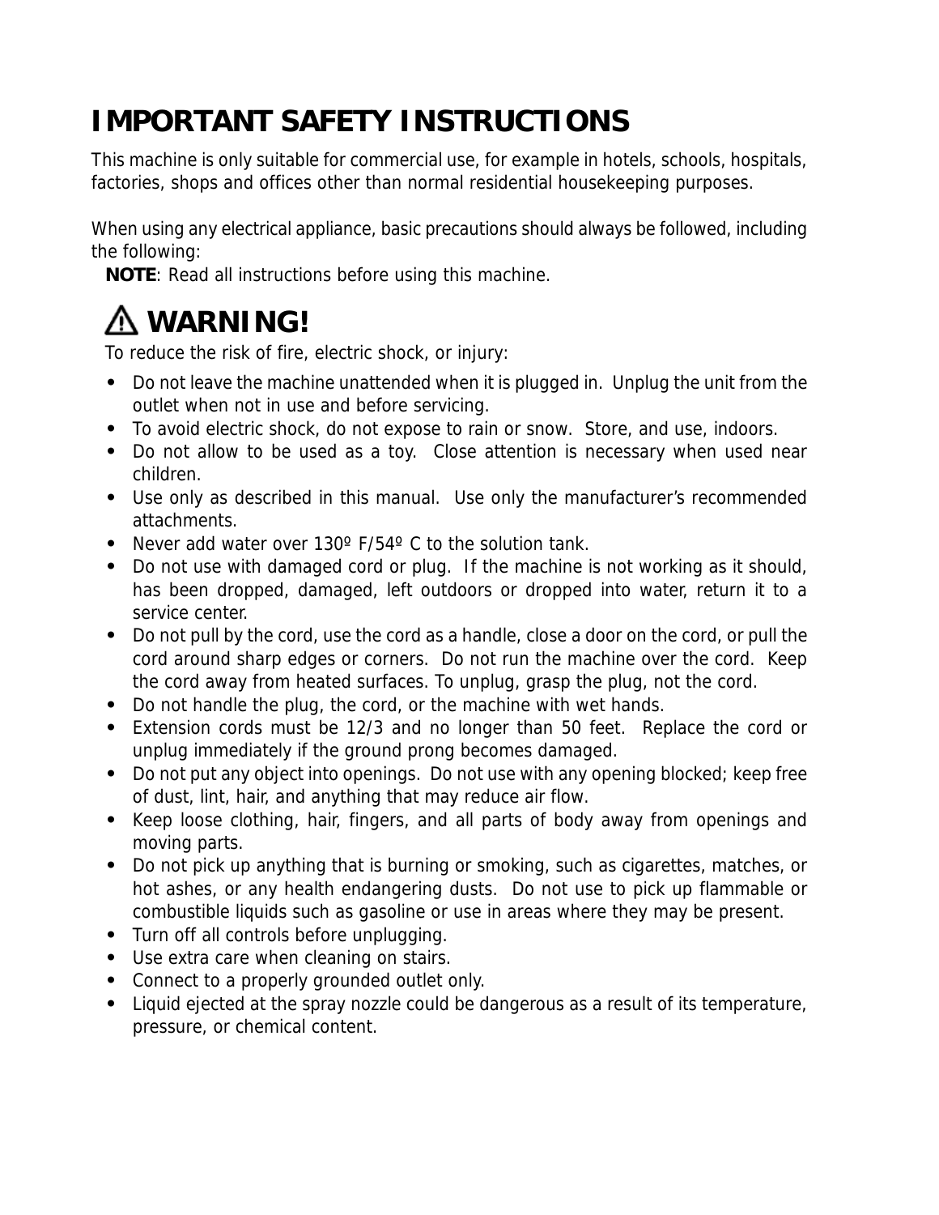# IMPORTANT SAFETY INSTRUCTIONS

This machine is only suitable for commercial use, for example in hotels, schools, hospitals, factories, shops and offices other than normal residential housekeeping purposes.

When using any electrical appliance, basic precautions should always be followed, including the following:

**NOTE**: Read all instructions before using this machine.

## ⚠ WARNING!

To reduce the risk of fire, electric shock, or injury:

- Do not leave the machine unattended when it is plugged in. Unplug the unit from the outlet when not in use and before servicing.
- To avoid electric shock, do not expose to rain or snow. Store, and use, indoors.
- Do not allow to be used as a toy. Close attention is necessary when used near children.
- Use only as described in this manual. Use only the manufacturer's recommended attachments.
- Never add water over 130º F/54º C to the solution tank.
- Do not use with damaged cord or plug. If the machine is not working as it should, has been dropped, damaged, left outdoors or dropped into water, return it to a service center.
- Do not pull by the cord, use the cord as a handle, close a door on the cord, or pull the cord around sharp edges or corners. Do not run the machine over the cord. Keep the cord away from heated surfaces. To unplug, grasp the plug, not the cord.
- Do not handle the plug, the cord, or the machine with wet hands.
- Extension cords must be 12/3 and no longer than 50 feet. Replace the cord or unplug immediately if the ground prong becomes damaged.
- Do not put any object into openings. Do not use with any opening blocked; keep free of dust, lint, hair, and anything that may reduce air flow.
- Keep loose clothing, hair, fingers, and all parts of body away from openings and moving parts.
- Do not pick up anything that is burning or smoking, such as cigarettes, matches, or hot ashes, or any health endangering dusts. Do not use to pick up flammable or combustible liquids such as gasoline or use in areas where they may be present.
- Turn off all controls before unplugging.
- Use extra care when cleaning on stairs.
- Connect to a properly grounded outlet only.
- Liquid ejected at the spray nozzle could be dangerous as a result of its temperature, pressure, or chemical content.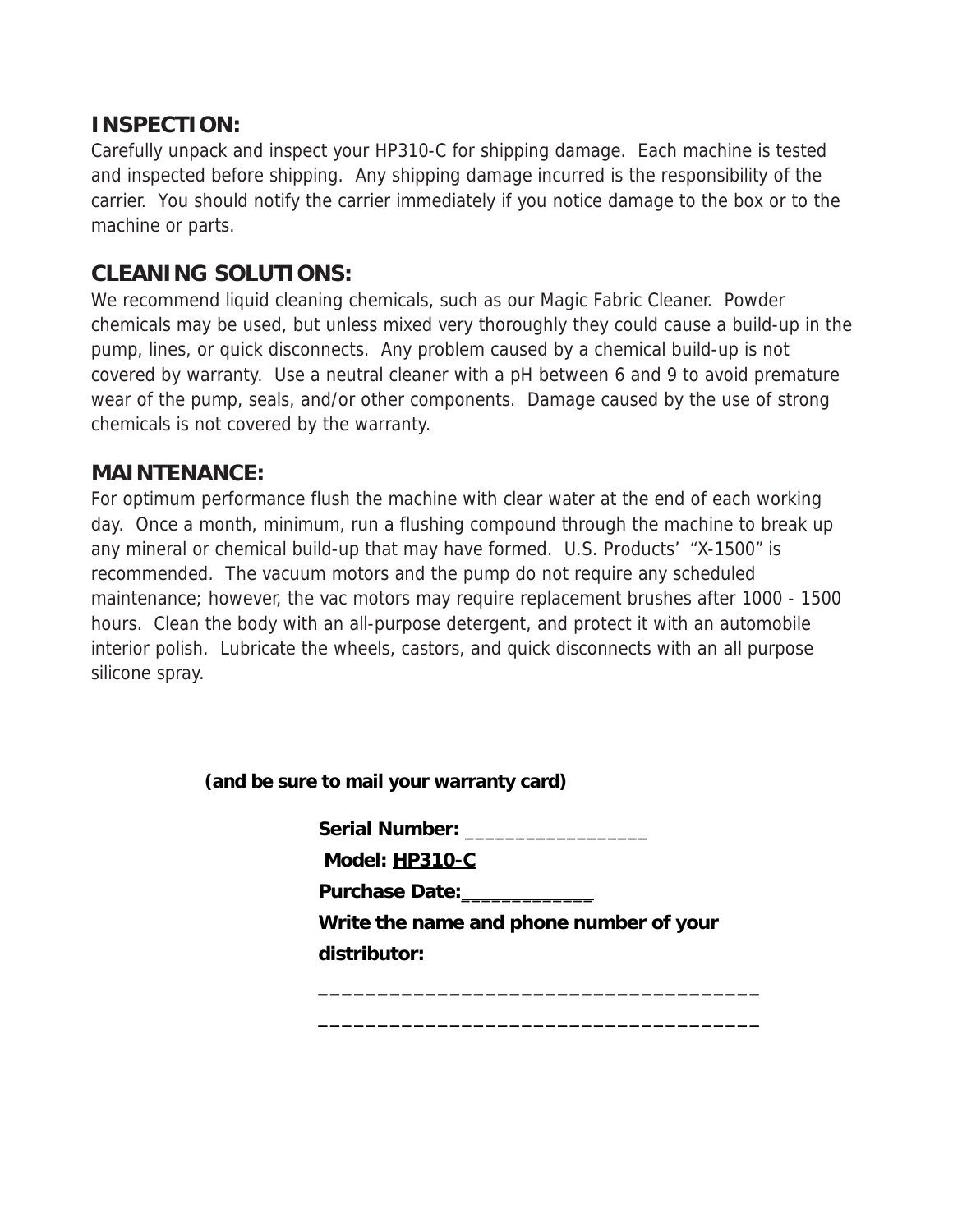## INSPECTION:

Carefully unpack and inspect your HP310-C for shipping damage. Each machine is tested and inspected before shipping. Any shipping damage incurred is the responsibility of the carrier. You should notify the carrier immediately if you notice damage to the box or to the machine or parts.

## CLEANING SOLUTIONS:

We recommend liquid cleaning chemicals, such as our Magic Fabric Cleaner. Powder chemicals may be used, but unless mixed very thoroughly they could cause a build-up in the pump, lines, or quick disconnects. Any problem caused by a chemical build-up is not covered by warranty. Use a neutral cleaner with a pH between 6 and 9 to avoid premature wear of the pump, seals, and/or other components. Damage caused by the use of strong chemicals is not covered by the warranty.

## MAINTENANCE:

For optimum performance flush the machine with clear water at the end of each working day. Once a month, minimum, run a flushing compound through the machine to break up any mineral or chemical build-up that may have formed. U.S. Products' "X-1500" is recommended. The vacuum motors and the pump do not require any scheduled maintenance; however, the vac motors may require replacement brushes after 1000 - 1500 hours. Clean the body with an all-purpose detergent, and protect it with an automobile interior polish. Lubricate the wheels, castors, and quick disconnects with an all purpose silicone spray.

**(and be sure to mail your warranty card)**

**Serial Number:** ________________

**Model:** **HP310-C**

**Purchase Date:**____________

**Write the name and phone number of your distributor:**

____________________________________

____________________________________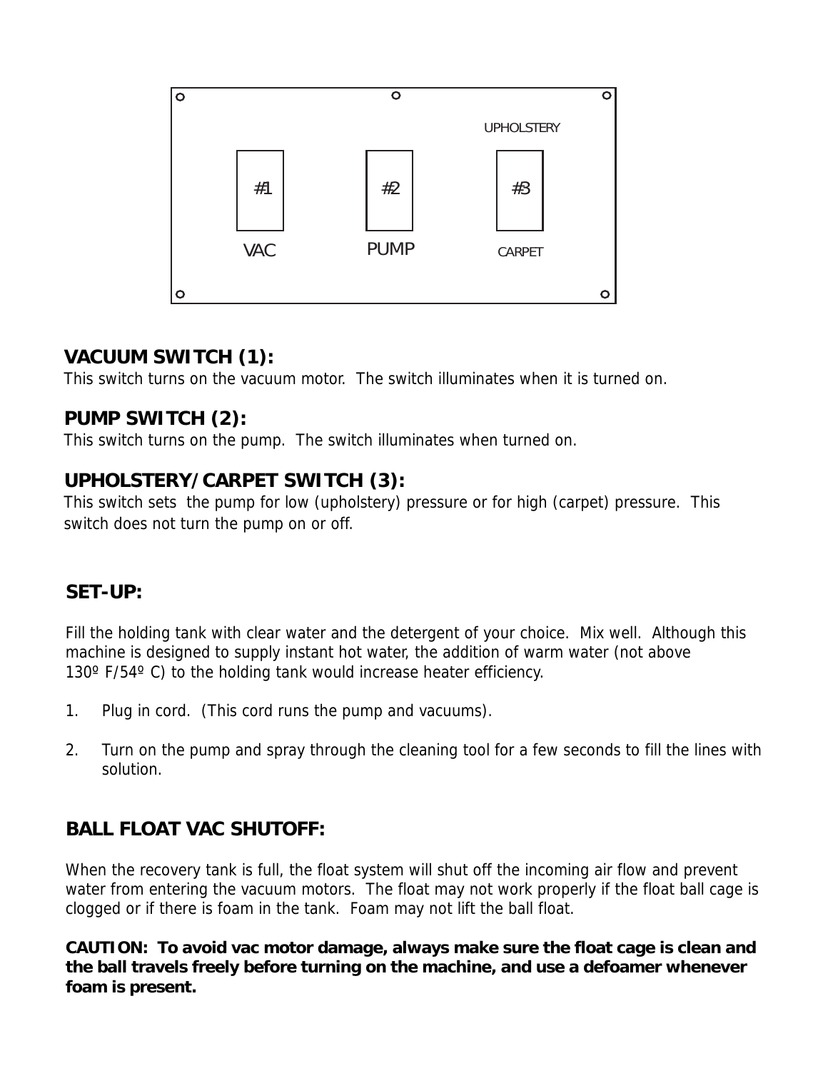UPHOLSTERY

#1 #2 #3

VAC PUMP CARPET

## VACUUM SWITCH (1):

This switch turns on the vacuum motor. The switch illuminates when it is turned on.

## PUMP SWITCH (2):

This switch turns on the pump. The switch illuminates when turned on.

## UPHOLSTERY/CARPET SWITCH (3):

This switch sets the pump for low (upholstery) pressure or for high (carpet) pressure. This switch does not turn the pump on or off.

## SET-UP:

Fill the holding tank with clear water and the detergent of your choice. Mix well. Although this machine is designed to supply instant hot water, the addition of warm water (not above 130º F/54º C) to the holding tank would increase heater efficiency.

1. Plug in cord. (This cord runs the pump and vacuums).

2. Turn on the pump and spray through the cleaning tool for a few seconds to fill the lines with solution.

## BALL FLOAT VAC SHUTOFF:

When the recovery tank is full, the float system will shut off the incoming air flow and prevent water from entering the vacuum motors. The float may not work properly if the float ball cage is clogged or if there is foam in the tank. Foam may not lift the ball float.

**CAUTION: To avoid vac motor damage, always make sure the float cage is clean and the ball travels freely before turning on the machine, and use a defoamer whenever foam is present.**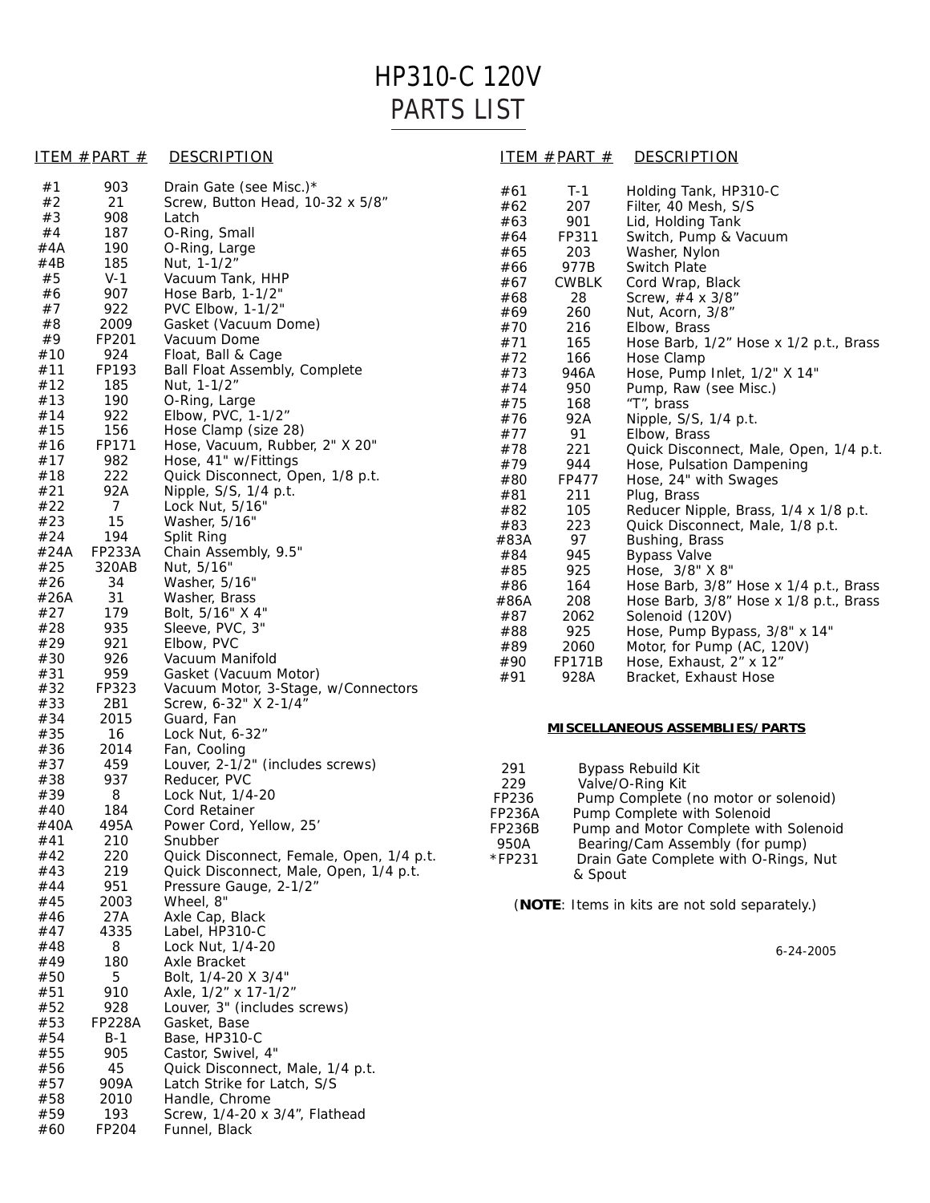# HP310-C 120V
# PARTS LIST

| ITEM # | PART # | DESCRIPTION |
|---|---|---|
| #1 | 903 | Drain Gate (see Misc.)* |
| #2 | 21 | Screw, Button Head, 10-32 x 5/8” |
| #3 | 908 | Latch |
| #4 | 187 | O-Ring, Small |
| #4A | 190 | O-Ring, Large |
| #4B | 185 | Nut, 1-1/2” |
| #5 | V-1 | Vacuum Tank, HHP |
| #6 | 907 | Hose Barb, 1-1/2" |
| #7 | 922 | PVC Elbow, 1-1/2" |
| #8 | 2009 | Gasket (Vacuum Dome) |
| #9 | FP201 | Vacuum Dome |
| #10 | 924 | Float, Ball & Cage |
| #11 | FP193 | Ball Float Assembly, Complete |
| #12 | 185 | Nut, 1-1/2” |
| #13 | 190 | O-Ring, Large |
| #14 | 922 | Elbow, PVC, 1-1/2" |
| #15 | 156 | Hose Clamp (size 28) |
| #16 | FP171 | Hose, Vacuum, Rubber, 2" X 20" |
| #17 | 982 | Hose, 41" w/Fittings |
| #18 | 222 | Quick Disconnect, Open, 1/8 p.t. |
| #21 | 92A | Nipple, S/S, 1/4 p.t. |
| #22 | 7 | Lock Nut, 5/16" |
| #23 | 15 | Washer, 5/16" |
| #24 | 194 | Split Ring |
| #24A | FP233A | Chain Assembly, 9.5" |
| #25 | 320AB | Nut, 5/16" |
| #26 | 34 | Washer, 5/16" |
| #26A | 31 | Washer, Brass |
| #27 | 179 | Bolt, 5/16" X 4" |
| #28 | 935 | Sleeve, PVC, 3" |
| #29 | 921 | Elbow, PVC |
| #30 | 926 | Vacuum Manifold |
| #31 | 959 | Gasket (Vacuum Motor) |
| #32 | FP323 | Vacuum Motor, 3-Stage, w/Connectors |
| #33 | 2B1 | Screw, 6-32" X 2-1/4” |
| #34 | 2015 | Guard, Fan |
| #35 | 16 | Lock Nut, 6-32” |
| #36 | 2014 | Fan, Cooling |
| #37 | 459 | Louver, 2-1/2" (includes screws) |
| #38 | 937 | Reducer, PVC |
| #39 | 8 | Lock Nut, 1/4-20 |
| #40 | 184 | Cord Retainer |
| #40A | 495A | Power Cord, Yellow, 25’ |
| #41 | 210 | Snubber |
| #42 | 220 | Quick Disconnect, Female, Open, 1/4 p.t. |
| #43 | 219 | Quick Disconnect, Male, Open, 1/4 p.t. |
| #44 | 951 | Pressure Gauge, 2-1/2” |
| #45 | 2003 | Wheel, 8" |
| #46 | 27A | Axle Cap, Black |
| #47 | 4335 | Label, HP310-C |
| #48 | 8 | Lock Nut, 1/4-20 |
| #49 | 180 | Axle Bracket |
| #50 | 5 | Bolt, 1/4-20 X 3/4" |
| #51 | 910 | Axle, 1/2” x 17-1/2” |
| #52 | 928 | Louver, 3" (includes screws) |
| #53 | FP228A | Gasket, Base |
| #54 | B-1 | Base, HP310-C |
| #55 | 905 | Castor, Swivel, 4" |
| #56 | 45 | Quick Disconnect, Male, 1/4 p.t. |
| #57 | 909A | Latch Strike for Latch, S/S |
| #58 | 2010 | Handle, Chrome |
| #59 | 193 | Screw, 1/4-20 x 3/4”, Flathead |
| #60 | FP204 | Funnel, Black |
| #61 | T-1 | Holding Tank, HP310-C |
| #62 | 207 | Filter, 40 Mesh, S/S |
| #63 | 901 | Lid, Holding Tank |
| #64 | FP311 | Switch, Pump & Vacuum |
| #65 | 203 | Washer, Nylon |
| #66 | 977B | Switch Plate |
| #67 | CWBLK | Cord Wrap, Black |
| #68 | 28 | Screw, #4 x 3/8” |
| #69 | 260 | Nut, Acorn, 3/8” |
| #70 | 216 | Elbow, Brass |
| #71 | 165 | Hose Barb, 1/2” Hose x 1/2 p.t., Brass |
| #72 | 166 | Hose Clamp |
| #73 | 946A | Hose, Pump Inlet, 1/2" X 14" |
| #74 | 950 | Pump, Raw (see Misc.) |
| #75 | 168 | “T”, brass |
| #76 | 92A | Nipple, S/S, 1/4 p.t. |
| #77 | 91 | Elbow, Brass |
| #78 | 221 | Quick Disconnect, Male, Open, 1/4 p.t. |
| #79 | 944 | Hose, Pulsation Dampening |
| #80 | FP477 | Hose, 24" with Swages |
| #81 | 211 | Plug, Brass |
| #82 | 105 | Reducer Nipple, Brass, 1/4 x 1/8 p.t. |
| #83 | 223 | Quick Disconnect, Male, 1/8 p.t. |
| #83A | 97 | Bushing, Brass |
| #84 | 945 | Bypass Valve |
| #85 | 925 | Hose, 3/8" X 8" |
| #86 | 164 | Hose Barb, 3/8” Hose x 1/4 p.t., Brass |
| #86A | 208 | Hose Barb, 3/8” Hose x 1/8 p.t., Brass |
| #87 | 2062 | Solenoid (120V) |
| #88 | 925 | Hose, Pump Bypass, 3/8" x 14" |
| #89 | 2060 | Motor, for Pump (AC, 120V) |
| #90 | FP171B | Hose, Exhaust, 2” x 12” |
| #91 | 928A | Bracket, Exhaust Hose |

**MISCELLANEOUS ASSEMBLIES/PARTS**

| PART # | DESCRIPTION |
|---|---|
| 291 | Bypass Rebuild Kit |
| 229 | Valve/O-Ring Kit |
| FP236 | Pump Complete (no motor or solenoid) |
| FP236A | Pump Complete with Solenoid |
| FP236B | Pump and Motor Complete with Solenoid |
| 950A | Bearing/Cam Assembly (for pump) |
| *FP231 | Drain Gate Complete with O-Rings, Nut & Spout |

(**NOTE**: Items in kits are not sold separately.)

6-24-2005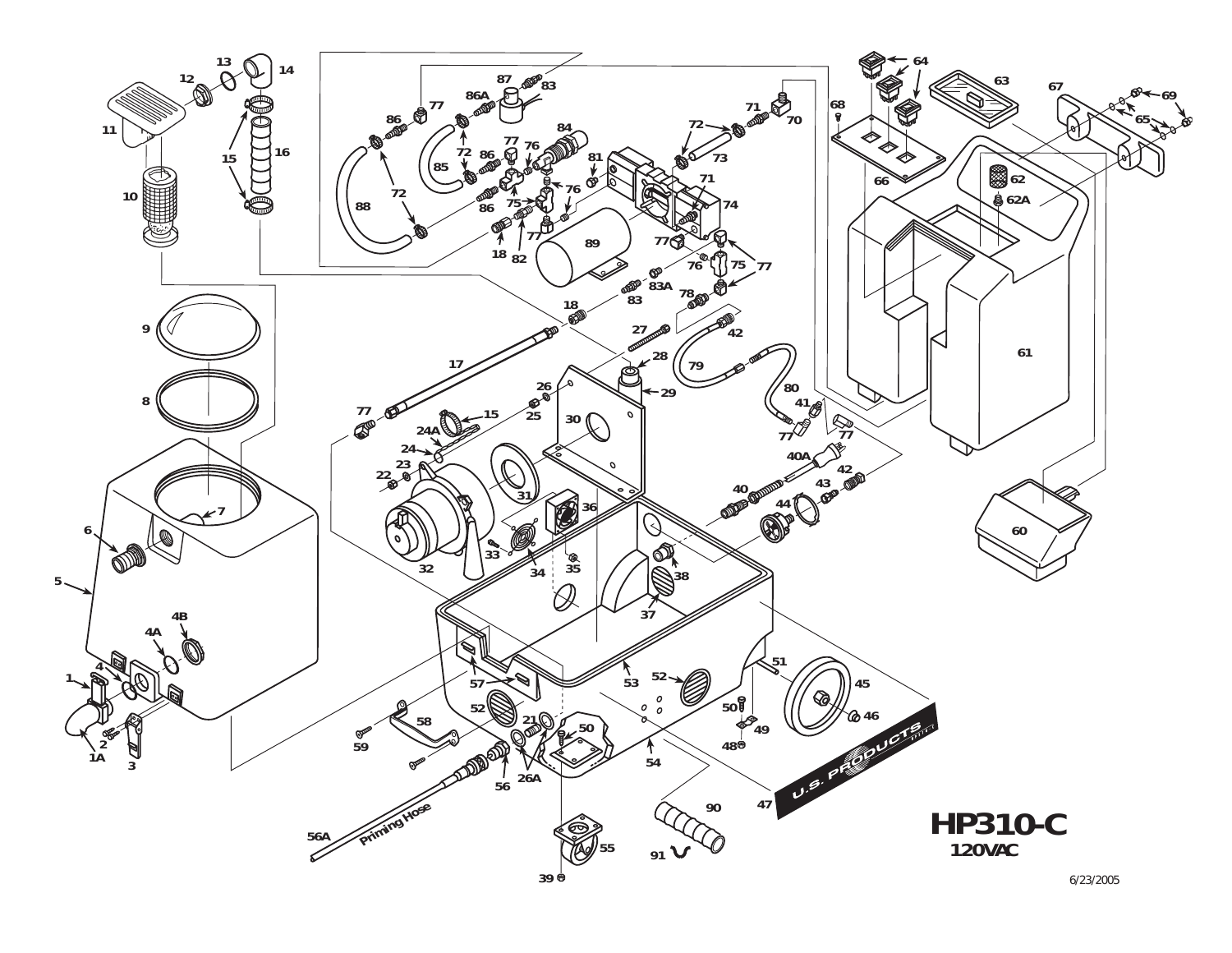# HP310-C

120VAC

6/23/2005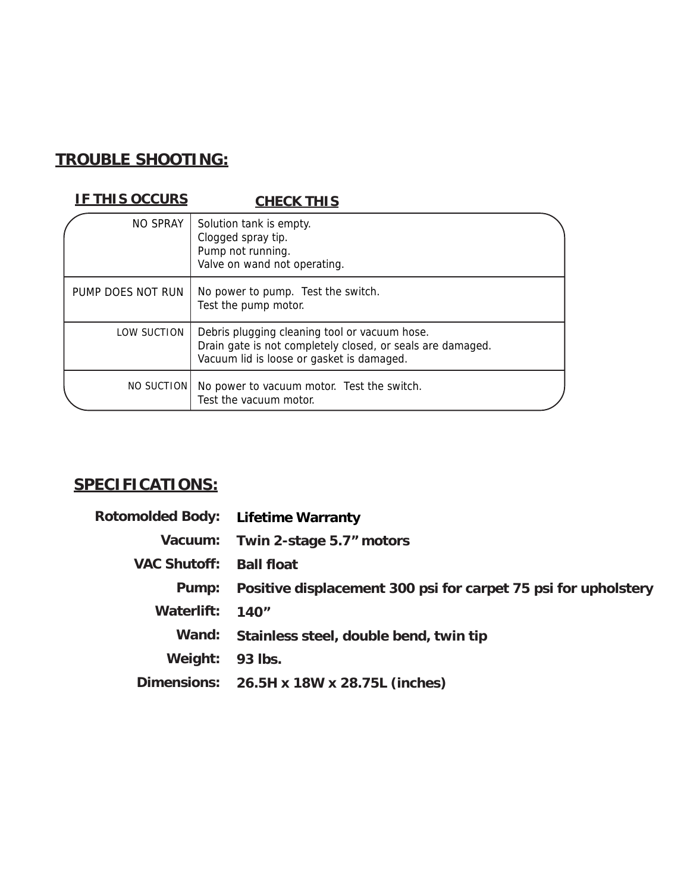## TROUBLE SHOOTING:

| IF THIS OCCURS | CHECK THIS |
|---|---|
| NO SPRAY | Solution tank is empty.<br>Clogged spray tip.<br>Pump not running.<br>Valve on wand not operating. |
| PUMP DOES NOT RUN | No power to pump. Test the switch.<br>Test the pump motor. |
| LOW SUCTION | Debris plugging cleaning tool or vacuum hose.<br>Drain gate is not completely closed, or seals are damaged.<br>Vacuum lid is loose or gasket is damaged. |
| NO SUCTION | No power to vacuum motor. Test the switch.<br>Test the vacuum motor. |

## SPECIFICATIONS:

**Rotomolded Body:** **Lifetime Warranty**

**Vacuum:** **Twin 2-stage 5.7" motors**

**VAC Shutoff:** **Ball float**

**Pump:** **Positive displacement 300 psi for carpet 75 psi for upholstery**

**Waterlift:** **140"**

**Wand:** **Stainless steel, double bend, twin tip**

**Weight:** **93 lbs.**

**Dimensions:** **26.5H x 18W x 28.75L (inches)**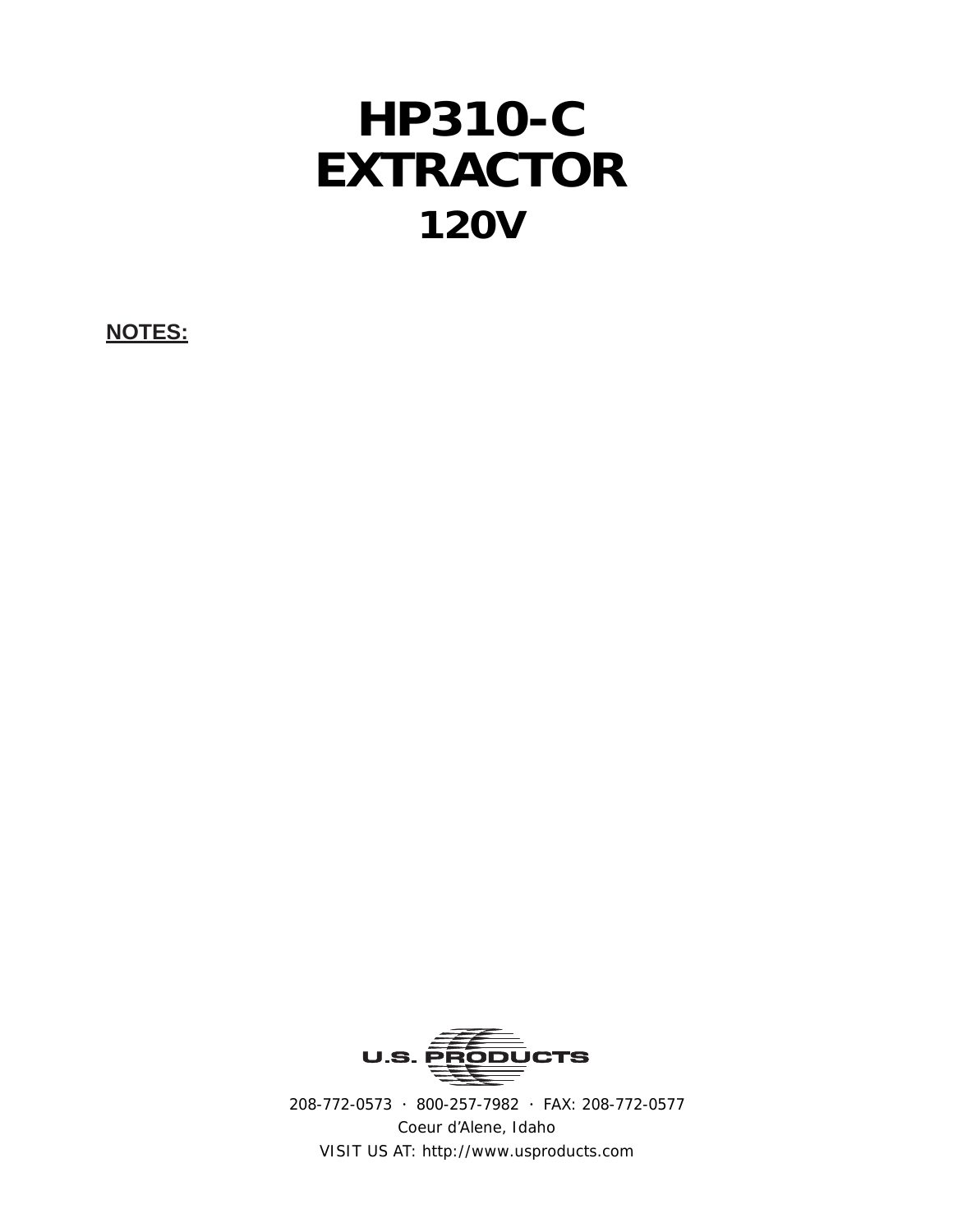# HP310-C
# EXTRACTOR
## 120V

**NOTES:**

U.S. PRODUCTS

208-772-0573 · 800-257-7982 · FAX: 208-772-0577

Coeur d'Alene, Idaho

VISIT US AT: http://www.usproducts.com